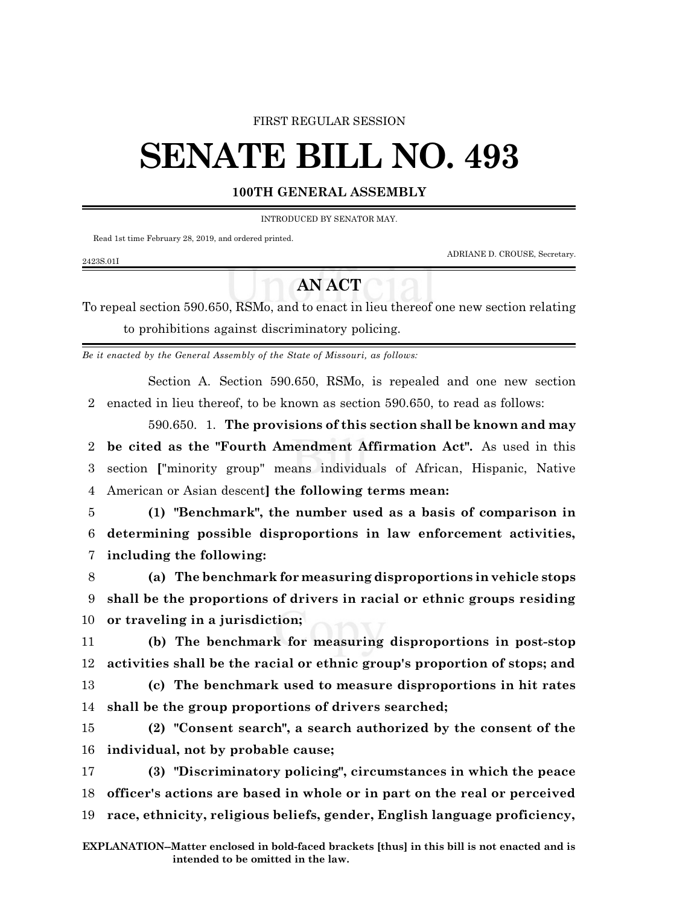FIRST REGULAR SESSION

# SENATE BILL NO. 493

## 100TH GENERAL ASSEMBLY

INTRODUCED BY SENATOR MAY.

Read 1st time February 28, 2019, and ordered printed.

ADRIANE D. CROUSE, Secretary.

2423S.01I

## AN ACT

To repeal section 590.650, RSMo, and to enact in lieu thereof one new section relating to prohibitions against discriminatory policing.

*Be it enacted by the General Assembly of the State of Missouri, as follows:*

Section A. Section 590.650, RSMo, is repealed and one new section enacted in lieu thereof, to be known as section 590.650, to read as follows:

590.650. 1. **The provisions of this section shall be known and may be cited as the "Fourth Amendment Affirmation Act".** As used in this section **[**"minority group" means individuals of African, Hispanic, Native American or Asian descent**]** **the following terms mean:**

**(1) "Benchmark", the number used as a basis of comparison in determining possible disproportions in law enforcement activities, including the following:**

**(a) The benchmark for measuring disproportions in vehicle stops shall be the proportions of drivers in racial or ethnic groups residing or traveling in a jurisdiction;**

**(b) The benchmark for measuring disproportions in post-stop activities shall be the racial or ethnic group's proportion of stops; and**

**(c) The benchmark used to measure disproportions in hit rates shall be the group proportions of drivers searched;**

**(2) "Consent search", a search authorized by the consent of the individual, not by probable cause;**

**(3) "Discriminatory policing", circumstances in which the peace officer's actions are based in whole or in part on the real or perceived race, ethnicity, religious beliefs, gender, English language proficiency,**

**EXPLANATION--Matter enclosed in bold-faced brackets [thus] in this bill is not enacted and is intended to be omitted in the law.**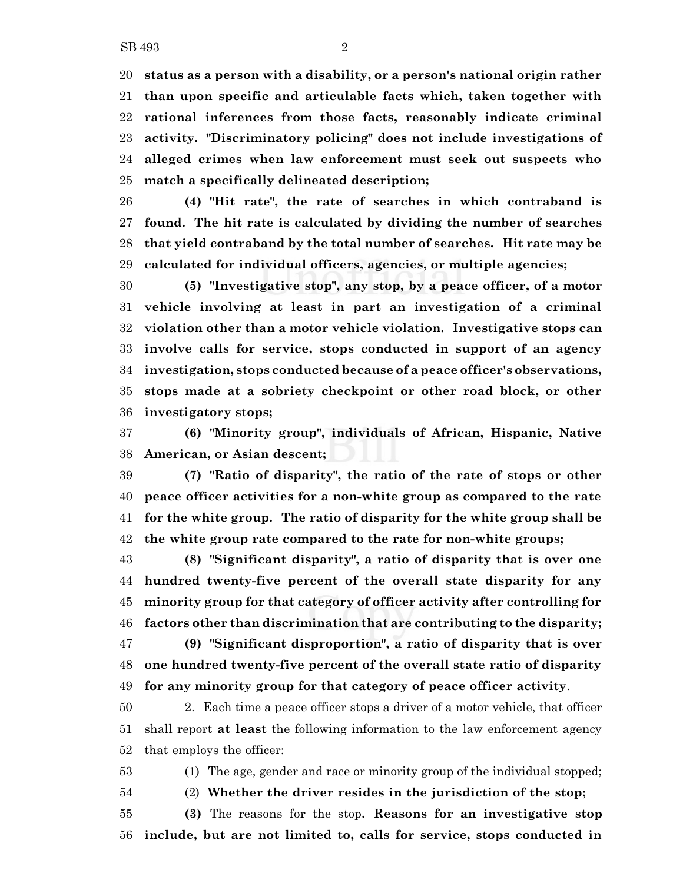**status as a person with a disability, or a person's national origin rather than upon specific and articulable facts which, taken together with rational inferences from those facts, reasonably indicate criminal activity. "Discriminatory policing" does not include investigations of alleged crimes when law enforcement must seek out suspects who match a specifically delineated description;**

**(4) "Hit rate", the rate of searches in which contraband is found. The hit rate is calculated by dividing the number of searches that yield contraband by the total number of searches. Hit rate may be calculated for individual officers, agencies, or multiple agencies;**

**(5) "Investigative stop", any stop, by a peace officer, of a motor vehicle involving at least in part an investigation of a criminal violation other than a motor vehicle violation. Investigative stops can involve calls for service, stops conducted in support of an agency investigation, stops conducted because of a peace officer's observations, stops made at a sobriety checkpoint or other road block, or other investigatory stops;**

**(6) "Minority group", individuals of African, Hispanic, Native American, or Asian descent;**

**(7) "Ratio of disparity", the ratio of the rate of stops or other peace officer activities for a non-white group as compared to the rate for the white group. The ratio of disparity for the white group shall be the white group rate compared to the rate for non-white groups;**

**(8) "Significant disparity", a ratio of disparity that is over one hundred twenty-five percent of the overall state disparity for any minority group for that category of officer activity after controlling for factors other than discrimination that are contributing to the disparity;**

**(9) "Significant disproportion", a ratio of disparity that is over one hundred twenty-five percent of the overall state ratio of disparity for any minority group for that category of peace officer activity**.

2. Each time a peace officer stops a driver of a motor vehicle, that officer shall report **at least** the following information to the law enforcement agency that employs the officer:

(1) The age, gender and race or minority group of the individual stopped;

(2) **Whether the driver resides in the jurisdiction of the stop;**

**(3)** The reasons for the stop**. Reasons for an investigative stop include, but are not limited to, calls for service, stops conducted in**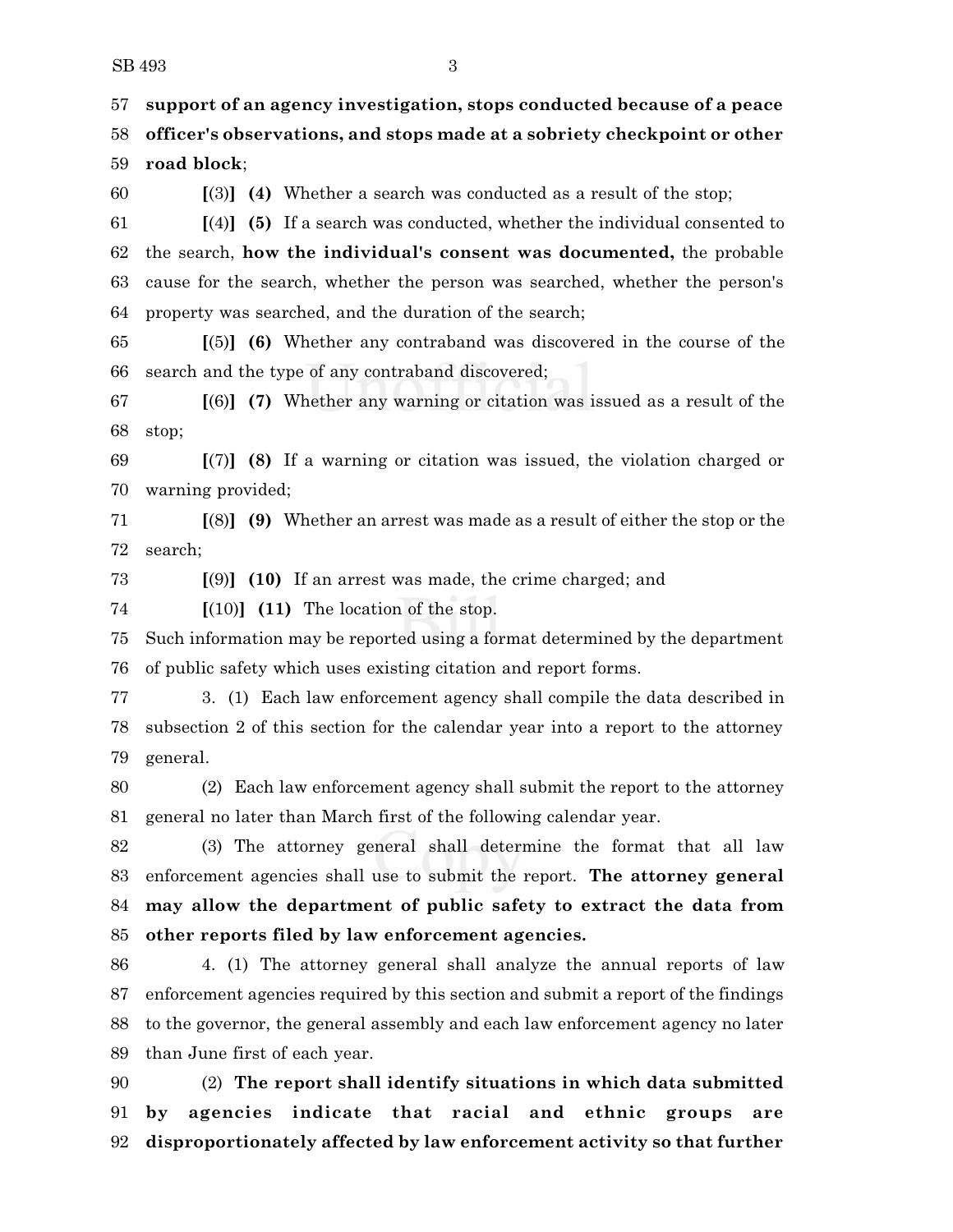**support of an agency investigation, stops conducted because of a peace officer's observations, and stops made at a sobriety checkpoint or other road block**;

[(3)] **(4)** Whether a search was conducted as a result of the stop;

[(4)] **(5)** If a search was conducted, whether the individual consented to the search, **how the individual's consent was documented,** the probable cause for the search, whether the person was searched, whether the person's property was searched, and the duration of the search;

[(5)] **(6)** Whether any contraband was discovered in the course of the search and the type of any contraband discovered;

[(6)] **(7)** Whether any warning or citation was issued as a result of the stop;

[(7)] **(8)** If a warning or citation was issued, the violation charged or warning provided;

[(8)] **(9)** Whether an arrest was made as a result of either the stop or the search;

[(9)] **(10)** If an arrest was made, the crime charged; and

[(10)] **(11)** The location of the stop.

Such information may be reported using a format determined by the department of public safety which uses existing citation and report forms.

3. (1) Each law enforcement agency shall compile the data described in subsection 2 of this section for the calendar year into a report to the attorney general.

(2) Each law enforcement agency shall submit the report to the attorney general no later than March first of the following calendar year.

(3) The attorney general shall determine the format that all law enforcement agencies shall use to submit the report. **The attorney general may allow the department of public safety to extract the data from other reports filed by law enforcement agencies.**

4. (1) The attorney general shall analyze the annual reports of law enforcement agencies required by this section and submit a report of the findings to the governor, the general assembly and each law enforcement agency no later than June first of each year.

(2) **The report shall identify situations in which data submitted by agencies indicate that racial and ethnic groups are disproportionately affected by law enforcement activity so that further**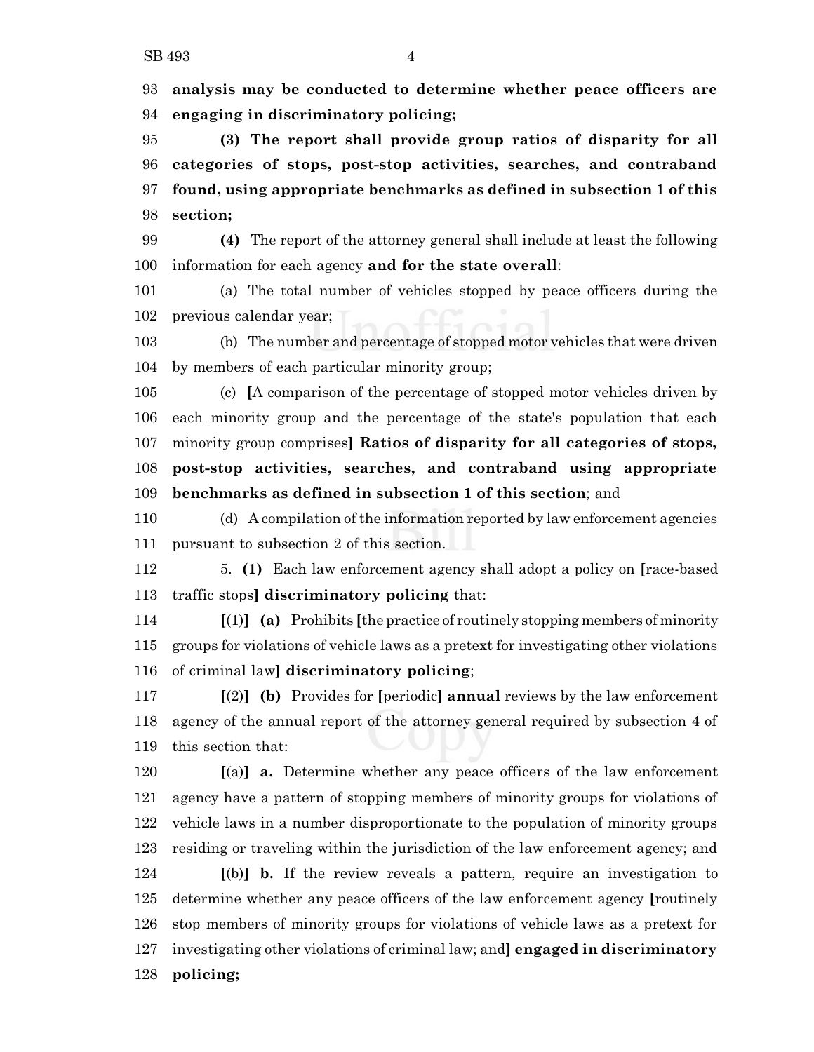93 **analysis may be conducted to determine whether peace officers are**
94 **engaging in discriminatory policing;**

95 **(3) The report shall provide group ratios of disparity for all**
96 **categories of stops, post-stop activities, searches, and contraband**
97 **found, using appropriate benchmarks as defined in subsection 1 of this**
98 **section;**

99 **(4)** The report of the attorney general shall include at least the following
100 information for each agency **and for the state overall**:

101 (a) The total number of vehicles stopped by peace officers during the
102 previous calendar year;

103 (b) The number and percentage of stopped motor vehicles that were driven
104 by members of each particular minority group;

105 (c) **[**A comparison of the percentage of stopped motor vehicles driven by
106 each minority group and the percentage of the state's population that each
107 minority group comprises**]** **Ratios of disparity for all categories of stops,**
108 **post-stop activities, searches, and contraband using appropriate**
109 **benchmarks as defined in subsection 1 of this section**; and

110 (d) A compilation of the information reported by law enforcement agencies
111 pursuant to subsection 2 of this section.

112 5. **(1)** Each law enforcement agency shall adopt a policy on **[**race-based
113 traffic stops**]** **discriminatory policing** that:

114 **[**(1)**]** **(a)** Prohibits **[**the practice of routinely stopping members of minority
115 groups for violations of vehicle laws as a pretext for investigating other violations
116 of criminal law**]** **discriminatory policing**;

117 **[**(2)**]** **(b)** Provides for **[**periodic**]** **annual** reviews by the law enforcement
118 agency of the annual report of the attorney general required by subsection 4 of
119 this section that:

120 **[**(a)**]** **a.** Determine whether any peace officers of the law enforcement
121 agency have a pattern of stopping members of minority groups for violations of
122 vehicle laws in a number disproportionate to the population of minority groups
123 residing or traveling within the jurisdiction of the law enforcement agency; and

124 **[**(b)**]** **b.** If the review reveals a pattern, require an investigation to
125 determine whether any peace officers of the law enforcement agency **[**routinely
126 stop members of minority groups for violations of vehicle laws as a pretext for
127 investigating other violations of criminal law; and**]** **engaged in discriminatory**
128 **policing;**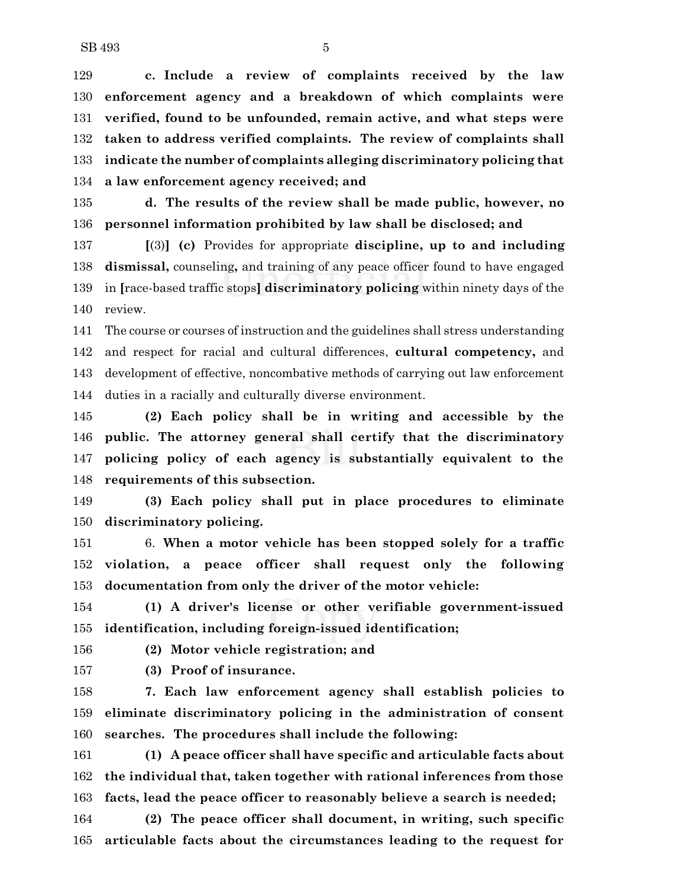129 **c. Include a review of complaints received by the law**
130 **enforcement agency and a breakdown of which complaints were**
131 **verified, found to be unfounded, remain active, and what steps were**
132 **taken to address verified complaints. The review of complaints shall**
133 **indicate the number of complaints alleging discriminatory policing that**
134 **a law enforcement agency received; and**

135 **d. The results of the review shall be made public, however, no**
136 **personnel information prohibited by law shall be disclosed; and**

137 **[**(3)**] (c)** Provides for appropriate **discipline, up to and including**
138 **dismissal,** counseling**,** and training of any peace officer found to have engaged
139 in **[**race-based traffic stops**] discriminatory policing** within ninety days of the
140 review.

141 The course or courses of instruction and the guidelines shall stress understanding
142 and respect for racial and cultural differences, **cultural competency,** and
143 development of effective, noncombative methods of carrying out law enforcement
144 duties in a racially and culturally diverse environment.

145 **(2) Each policy shall be in writing and accessible by the**
146 **public. The attorney general shall certify that the discriminatory**
147 **policing policy of each agency is substantially equivalent to the**
148 **requirements of this subsection.**

149 **(3) Each policy shall put in place procedures to eliminate**
150 **discriminatory policing.**

151 6. **When a motor vehicle has been stopped solely for a traffic**
152 **violation, a peace officer shall request only the following**
153 **documentation from only the driver of the motor vehicle:**

154 **(1) A driver's license or other verifiable government-issued**
155 **identification, including foreign-issued identification;**

156 **(2) Motor vehicle registration; and**

157 **(3) Proof of insurance.**

158 **7. Each law enforcement agency shall establish policies to**
159 **eliminate discriminatory policing in the administration of consent**
160 **searches. The procedures shall include the following:**

161 **(1) A peace officer shall have specific and articulable facts about**
162 **the individual that, taken together with rational inferences from those**
163 **facts, lead the peace officer to reasonably believe a search is needed;**

164 **(2) The peace officer shall document, in writing, such specific**
165 **articulable facts about the circumstances leading to the request for**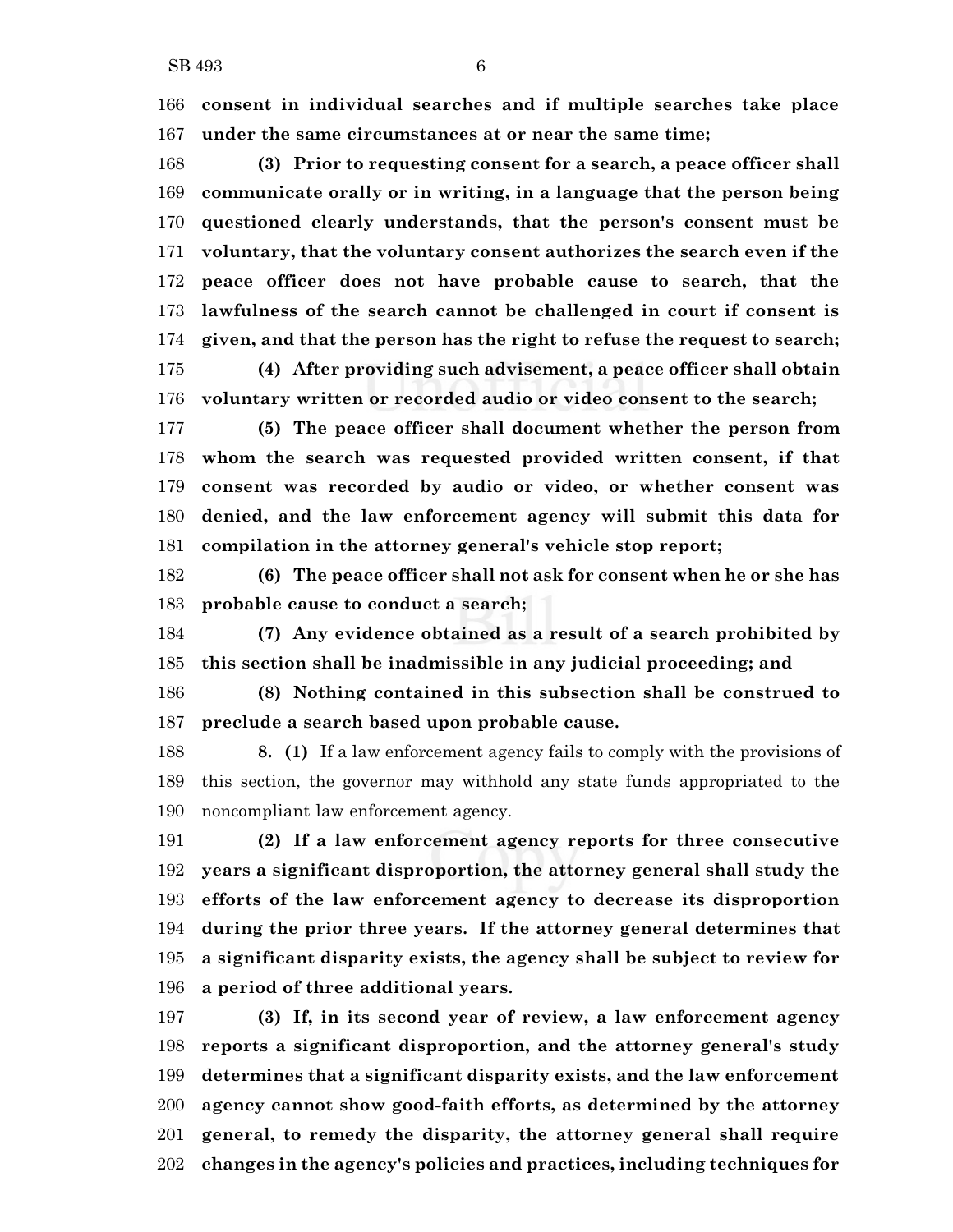**consent in individual searches and if multiple searches take place under the same circumstances at or near the same time;**

**(3) Prior to requesting consent for a search, a peace officer shall communicate orally or in writing, in a language that the person being questioned clearly understands, that the person's consent must be voluntary, that the voluntary consent authorizes the search even if the peace officer does not have probable cause to search, that the lawfulness of the search cannot be challenged in court if consent is given, and that the person has the right to refuse the request to search;**

**(4) After providing such advisement, a peace officer shall obtain voluntary written or recorded audio or video consent to the search;**

**(5) The peace officer shall document whether the person from whom the search was requested provided written consent, if that consent was recorded by audio or video, or whether consent was denied, and the law enforcement agency will submit this data for compilation in the attorney general's vehicle stop report;**

**(6) The peace officer shall not ask for consent when he or she has probable cause to conduct a search;**

**(7) Any evidence obtained as a result of a search prohibited by this section shall be inadmissible in any judicial proceeding; and**

**(8) Nothing contained in this subsection shall be construed to preclude a search based upon probable cause.**

**8. (1)** If a law enforcement agency fails to comply with the provisions of this section, the governor may withhold any state funds appropriated to the noncompliant law enforcement agency.

**(2) If a law enforcement agency reports for three consecutive years a significant disproportion, the attorney general shall study the efforts of the law enforcement agency to decrease its disproportion during the prior three years. If the attorney general determines that a significant disparity exists, the agency shall be subject to review for a period of three additional years.**

**(3) If, in its second year of review, a law enforcement agency reports a significant disproportion, and the attorney general's study determines that a significant disparity exists, and the law enforcement agency cannot show good-faith efforts, as determined by the attorney general, to remedy the disparity, the attorney general shall require changes in the agency's policies and practices, including techniques for**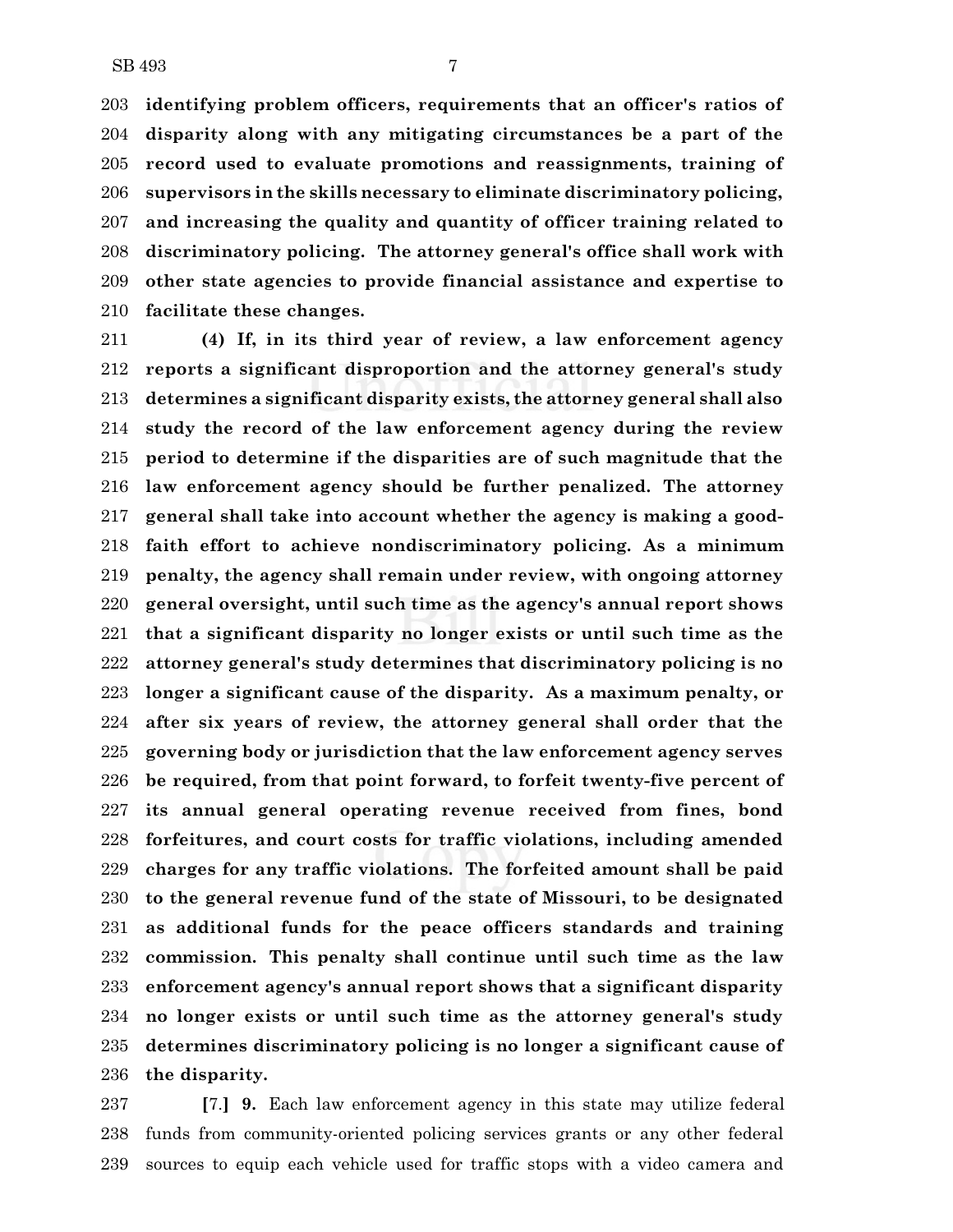**identifying problem officers, requirements that an officer's ratios of disparity along with any mitigating circumstances be a part of the record used to evaluate promotions and reassignments, training of supervisors in the skills necessary to eliminate discriminatory policing, and increasing the quality and quantity of officer training related to discriminatory policing. The attorney general's office shall work with other state agencies to provide financial assistance and expertise to facilitate these changes.**

**(4) If, in its third year of review, a law enforcement agency reports a significant disproportion and the attorney general's study determines a significant disparity exists, the attorney general shall also study the record of the law enforcement agency during the review period to determine if the disparities are of such magnitude that the law enforcement agency should be further penalized. The attorney general shall take into account whether the agency is making a good-faith effort to achieve nondiscriminatory policing. As a minimum penalty, the agency shall remain under review, with ongoing attorney general oversight, until such time as the agency's annual report shows that a significant disparity no longer exists or until such time as the attorney general's study determines that discriminatory policing is no longer a significant cause of the disparity. As a maximum penalty, or after six years of review, the attorney general shall order that the governing body or jurisdiction that the law enforcement agency serves be required, from that point forward, to forfeit twenty-five percent of its annual general operating revenue received from fines, bond forfeitures, and court costs for traffic violations, including amended charges for any traffic violations. The forfeited amount shall be paid to the general revenue fund of the state of Missouri, to be designated as additional funds for the peace officers standards and training commission. This penalty shall continue until such time as the law enforcement agency's annual report shows that a significant disparity no longer exists or until such time as the attorney general's study determines discriminatory policing is no longer a significant cause of the disparity.**

[7.] **9.** Each law enforcement agency in this state may utilize federal funds from community-oriented policing services grants or any other federal sources to equip each vehicle used for traffic stops with a video camera and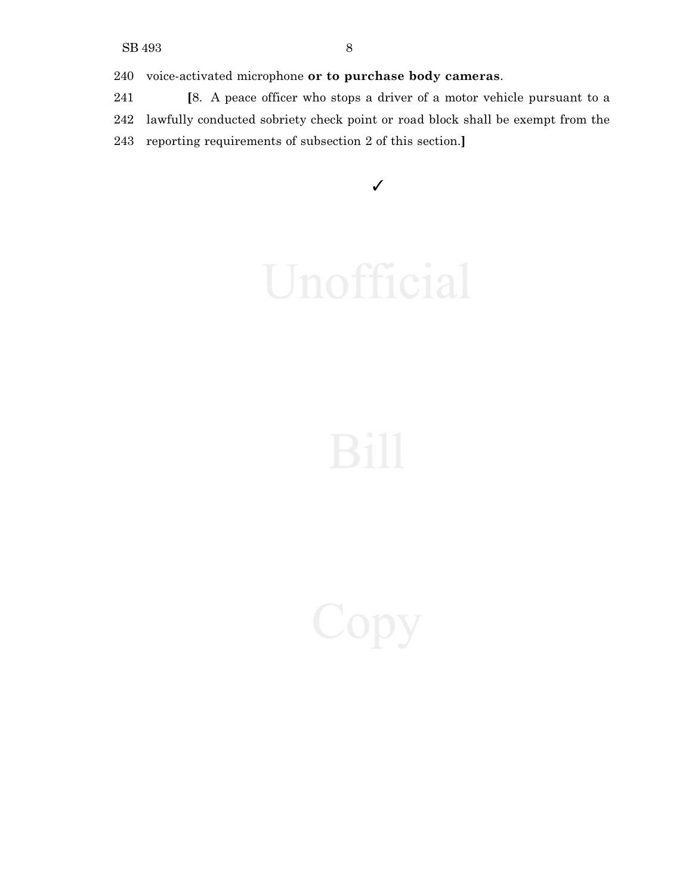240 voice-activated microphone **or to purchase body cameras**.

241 **[**8. A peace officer who stops a driver of a motor vehicle pursuant to a

242 lawfully conducted sobriety check point or road block shall be exempt from the

243 reporting requirements of subsection 2 of this section.**]**

✓